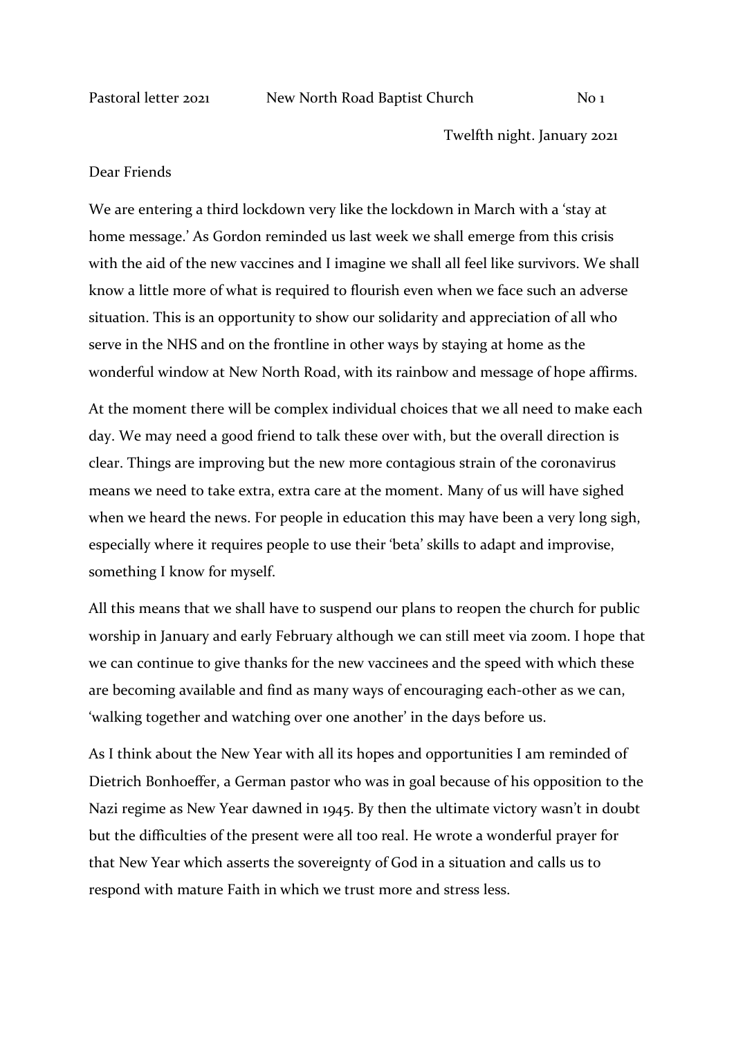Pastoral letter 2021 New North Road Baptist Church No 1

Twelfth night. January 2021

Dear Friends

We are entering a third lockdown very like the lockdown in March with a 'stay at home message.' As Gordon reminded us last week we shall emerge from this crisis with the aid of the new vaccines and I imagine we shall all feel like survivors. We shall know a little more of what is required to flourish even when we face such an adverse situation. This is an opportunity to show our solidarity and appreciation of all who serve in the NHS and on the frontline in other ways by staying at home as the wonderful window at New North Road, with its rainbow and message of hope affirms.

At the moment there will be complex individual choices that we all need to make each day. We may need a good friend to talk these over with, but the overall direction is clear. Things are improving but the new more contagious strain of the coronavirus means we need to take extra, extra care at the moment. Many of us will have sighed when we heard the news. For people in education this may have been a very long sigh, especially where it requires people to use their 'beta' skills to adapt and improvise, something I know for myself.

All this means that we shall have to suspend our plans to reopen the church for public worship in January and early February although we can still meet via zoom. I hope that we can continue to give thanks for the new vaccinees and the speed with which these are becoming available and find as many ways of encouraging each-other as we can, 'walking together and watching over one another' in the days before us.

As I think about the New Year with all its hopes and opportunities I am reminded of Dietrich Bonhoeffer, a German pastor who was in goal because of his opposition to the Nazi regime as New Year dawned in 1945. By then the ultimate victory wasn't in doubt but the difficulties of the present were all too real. He wrote a wonderful prayer for that New Year which asserts the sovereignty of God in a situation and calls us to respond with mature Faith in which we trust more and stress less.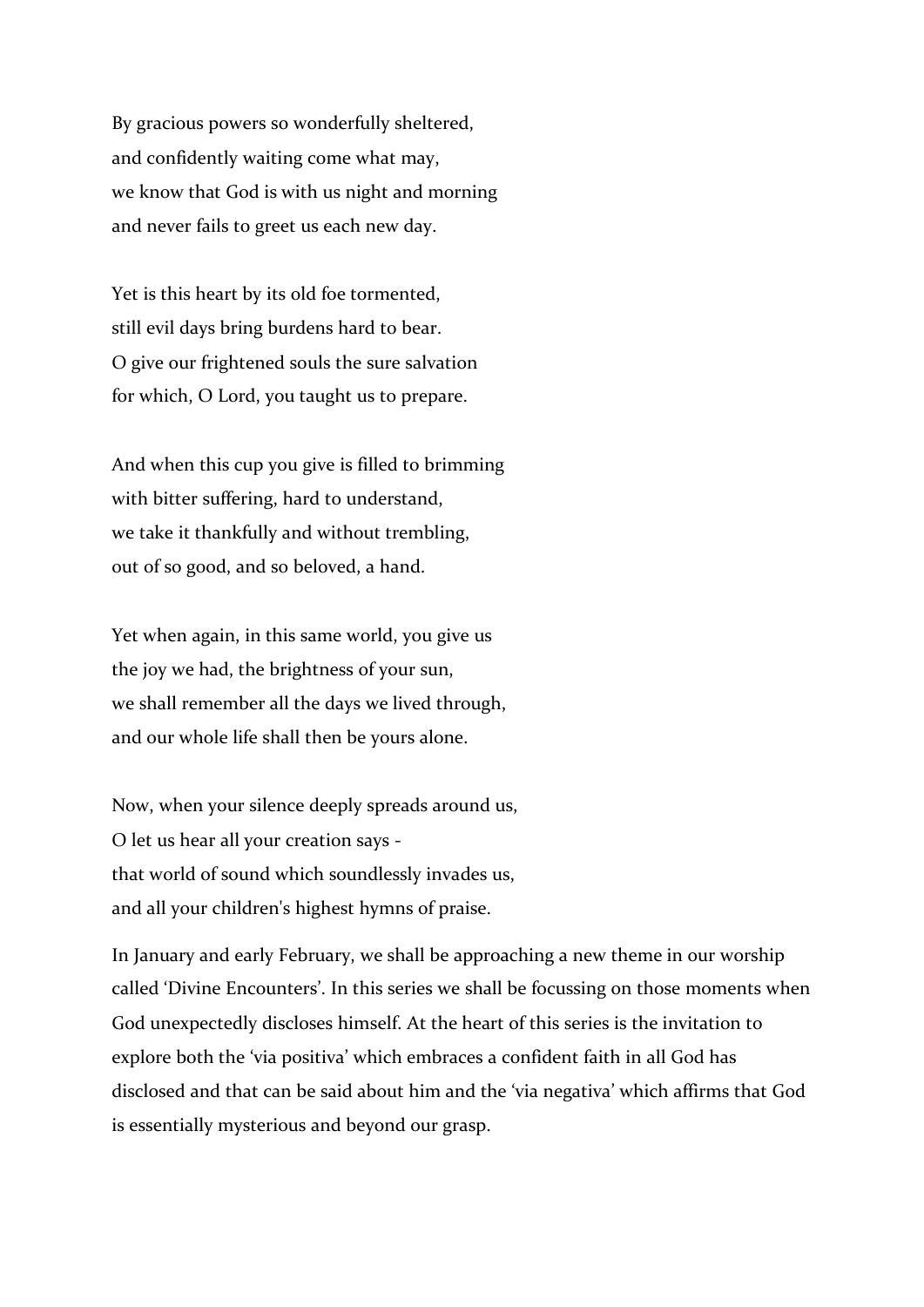By gracious powers so wonderfully sheltered,
and confidently waiting come what may,
we know that God is with us night and morning
and never fails to greet us each new day.

Yet is this heart by its old foe tormented,
still evil days bring burdens hard to bear.
O give our frightened souls the sure salvation
for which, O Lord, you taught us to prepare.

And when this cup you give is filled to brimming
with bitter suffering, hard to understand,
we take it thankfully and without trembling,
out of so good, and so beloved, a hand.

Yet when again, in this same world, you give us
the joy we had, the brightness of your sun,
we shall remember all the days we lived through,
and our whole life shall then be yours alone.

Now, when your silence deeply spreads around us,
O let us hear all your creation says -
that world of sound which soundlessly invades us,
and all your children's highest hymns of praise.

In January and early February, we shall be approaching a new theme in our worship called 'Divine Encounters'. In this series we shall be focussing on those moments when God unexpectedly discloses himself. At the heart of this series is the invitation to explore both the 'via positiva' which embraces a confident faith in all God has disclosed and that can be said about him and the 'via negativa' which affirms that God is essentially mysterious and beyond our grasp.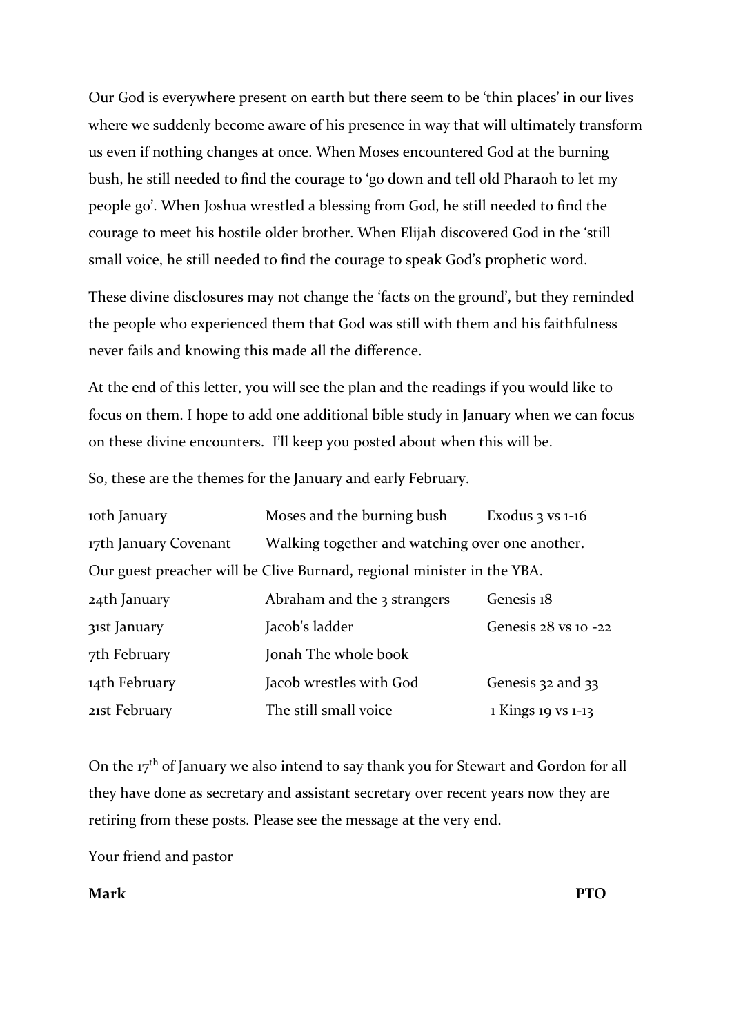Our God is everywhere present on earth but there seem to be 'thin places' in our lives where we suddenly become aware of his presence in way that will ultimately transform us even if nothing changes at once. When Moses encountered God at the burning bush, he still needed to find the courage to 'go down and tell old Pharaoh to let my people go'. When Joshua wrestled a blessing from God, he still needed to find the courage to meet his hostile older brother. When Elijah discovered God in the 'still small voice, he still needed to find the courage to speak God's prophetic word.

These divine disclosures may not change the 'facts on the ground', but they reminded the people who experienced them that God was still with them and his faithfulness never fails and knowing this made all the difference.

At the end of this letter, you will see the plan and the readings if you would like to focus on them. I hope to add one additional bible study in January when we can focus on these divine encounters. I'll keep you posted about when this will be.

So, these are the themes for the January and early February.

| | | |
|---|---|---|
| 10th January | Moses and the burning bush | Exodus 3 vs 1-16 |
| 17th January Covenant | Walking together and watching over one another. | |
| Our guest preacher will be Clive Burnard, regional minister in the YBA. | | |
| 24th January | Abraham and the 3 strangers | Genesis 18 |
| 31st January | Jacob's ladder | Genesis 28 vs 10 -22 |
| 7th February | Jonah The whole book | |
| 14th February | Jacob wrestles with God | Genesis 32 and 33 |
| 21st February | The still small voice | 1 Kings 19 vs 1-13 |

On the 17th of January we also intend to say thank you for Stewart and Gordon for all they have done as secretary and assistant secretary over recent years now they are retiring from these posts. Please see the message at the very end.

Your friend and pastor

**Mark** **PTO**